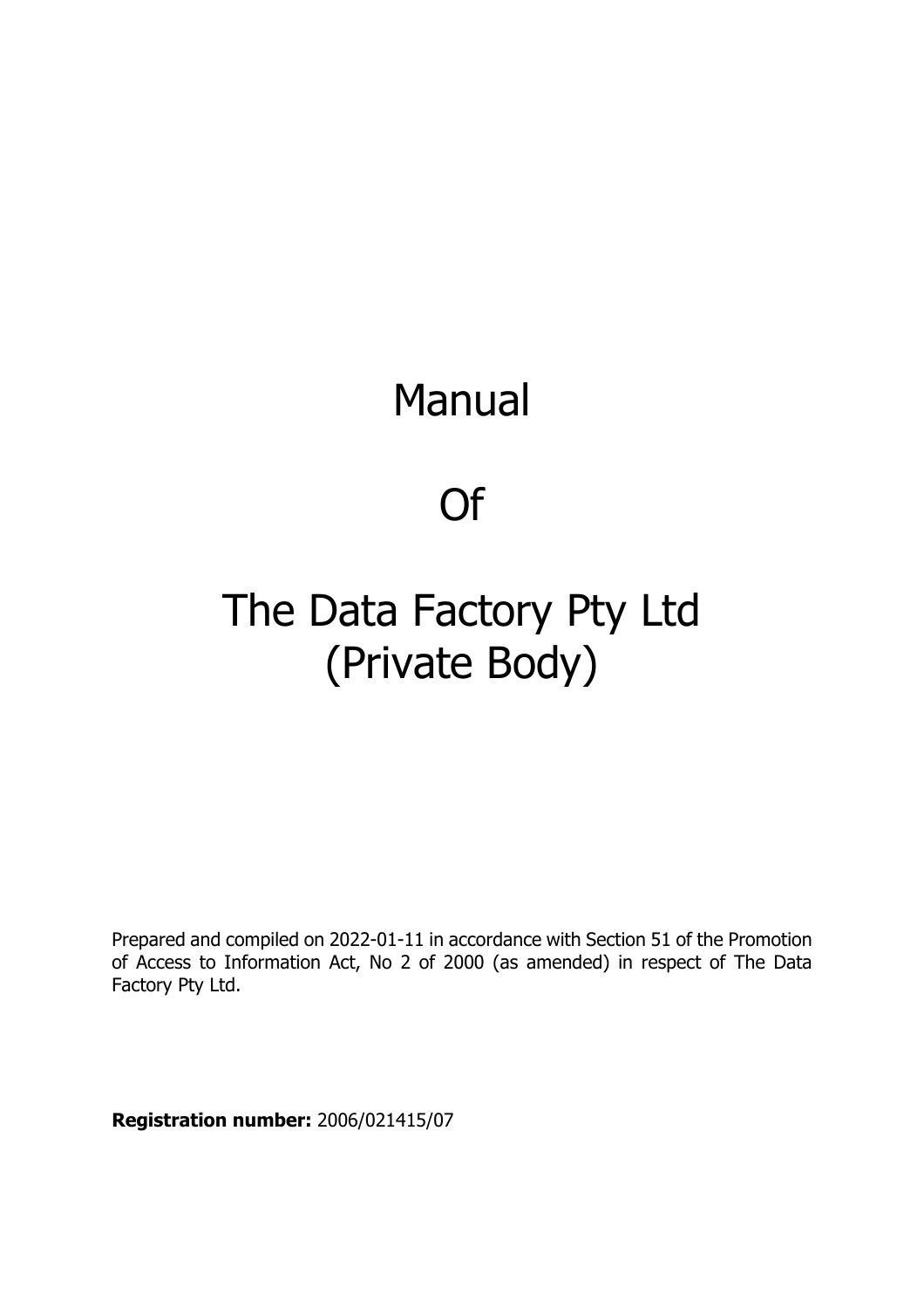# Manual

# Of

# The Data Factory Pty Ltd (Private Body)

Prepared and compiled on 2022-01-11 in accordance with Section 51 of the Promotion of Access to Information Act, No 2 of 2000 (as amended) in respect of The Data Factory Pty Ltd.

**Registration number:** 2006/021415/07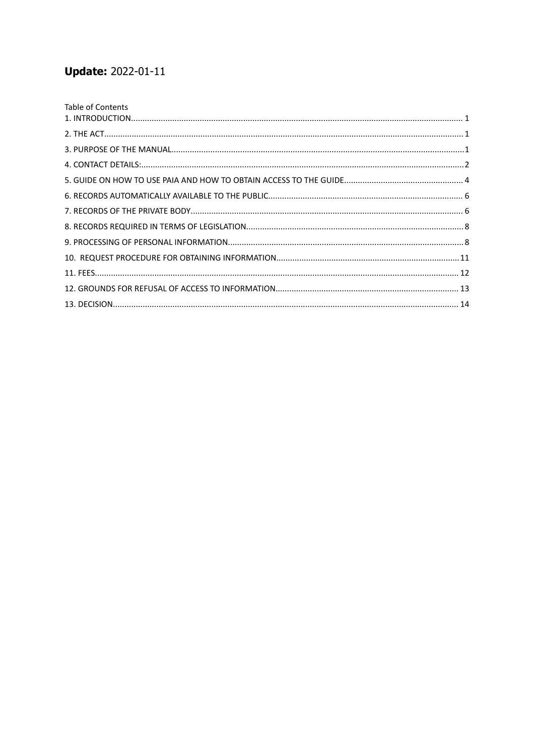**Update:** 2022-01-11

Table of Contents

1. INTRODUCTION ........ 1
2. THE ACT ........ 1
3. PURPOSE OF THE MANUAL ........ 1
4. CONTACT DETAILS: ........ 2
5. GUIDE ON HOW TO USE PAIA AND HOW TO OBTAIN ACCESS TO THE GUIDE ........ 4
6. RECORDS AUTOMATICALLY AVAILABLE TO THE PUBLIC ........ 6
7. RECORDS OF THE PRIVATE BODY ........ 6
8. RECORDS REQUIRED IN TERMS OF LEGISLATION ........ 8
9. PROCESSING OF PERSONAL INFORMATION ........ 8
10. REQUEST PROCEDURE FOR OBTAINING INFORMATION ........ 11
11. FEES ........ 12
12. GROUNDS FOR REFUSAL OF ACCESS TO INFORMATION ........ 13
13. DECISION ........ 14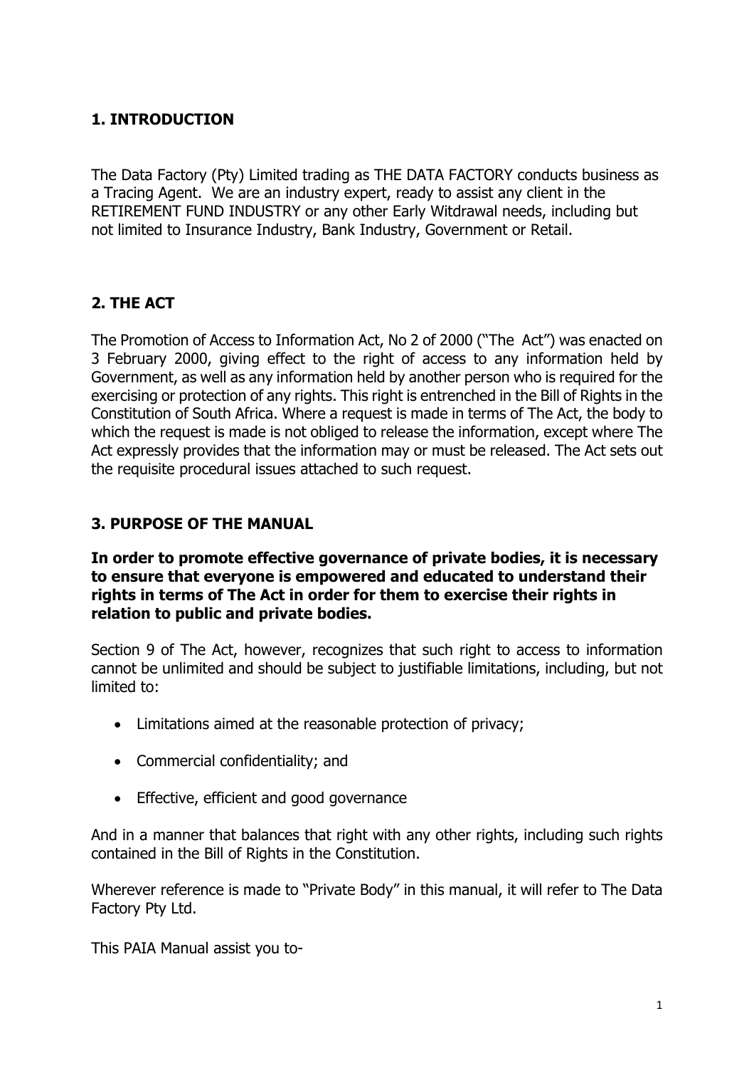## 1. INTRODUCTION

The Data Factory (Pty) Limited trading as THE DATA FACTORY conducts business as a Tracing Agent. We are an industry expert, ready to assist any client in the RETIREMENT FUND INDUSTRY or any other Early Witdrawal needs, including but not limited to Insurance Industry, Bank Industry, Government or Retail.

## 2. THE ACT

The Promotion of Access to Information Act, No 2 of 2000 ("The Act") was enacted on 3 February 2000, giving effect to the right of access to any information held by Government, as well as any information held by another person who is required for the exercising or protection of any rights. This right is entrenched in the Bill of Rights in the Constitution of South Africa. Where a request is made in terms of The Act, the body to which the request is made is not obliged to release the information, except where The Act expressly provides that the information may or must be released. The Act sets out the requisite procedural issues attached to such request.

## 3. PURPOSE OF THE MANUAL

**In order to promote effective governance of private bodies, it is necessary to ensure that everyone is empowered and educated to understand their rights in terms of The Act in order for them to exercise their rights in relation to public and private bodies.**

Section 9 of The Act, however, recognizes that such right to access to information cannot be unlimited and should be subject to justifiable limitations, including, but not limited to:

- Limitations aimed at the reasonable protection of privacy;
- Commercial confidentiality; and
- Effective, efficient and good governance

And in a manner that balances that right with any other rights, including such rights contained in the Bill of Rights in the Constitution.

Wherever reference is made to "Private Body" in this manual, it will refer to The Data Factory Pty Ltd.

This PAIA Manual assist you to-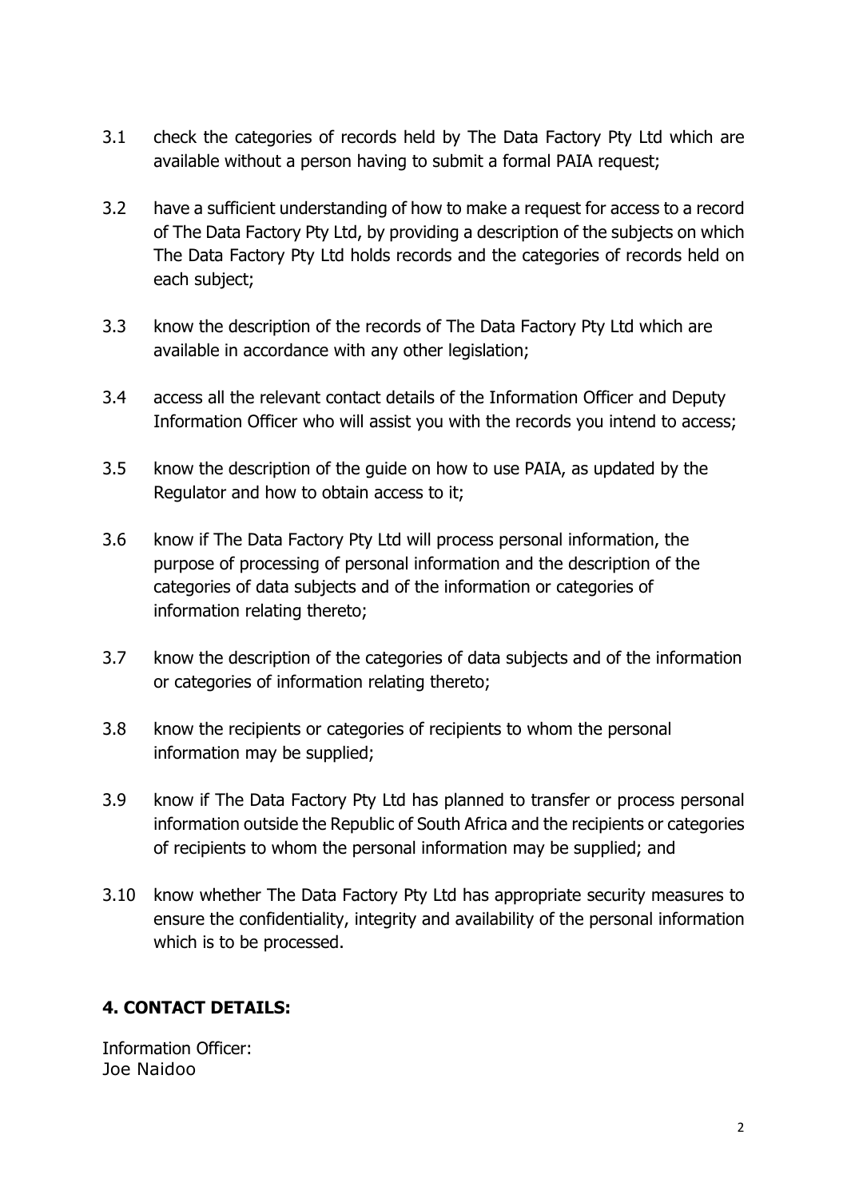3.1 check the categories of records held by The Data Factory Pty Ltd which are available without a person having to submit a formal PAIA request;

3.2 have a sufficient understanding of how to make a request for access to a record of The Data Factory Pty Ltd, by providing a description of the subjects on which The Data Factory Pty Ltd holds records and the categories of records held on each subject;

3.3 know the description of the records of The Data Factory Pty Ltd which are available in accordance with any other legislation;

3.4 access all the relevant contact details of the Information Officer and Deputy Information Officer who will assist you with the records you intend to access;

3.5 know the description of the guide on how to use PAIA, as updated by the Regulator and how to obtain access to it;

3.6 know if The Data Factory Pty Ltd will process personal information, the purpose of processing of personal information and the description of the categories of data subjects and of the information or categories of information relating thereto;

3.7 know the description of the categories of data subjects and of the information or categories of information relating thereto;

3.8 know the recipients or categories of recipients to whom the personal information may be supplied;

3.9 know if The Data Factory Pty Ltd has planned to transfer or process personal information outside the Republic of South Africa and the recipients or categories of recipients to whom the personal information may be supplied; and

3.10 know whether The Data Factory Pty Ltd has appropriate security measures to ensure the confidentiality, integrity and availability of the personal information which is to be processed.

## 4. CONTACT DETAILS:

Information Officer:
Joe Naidoo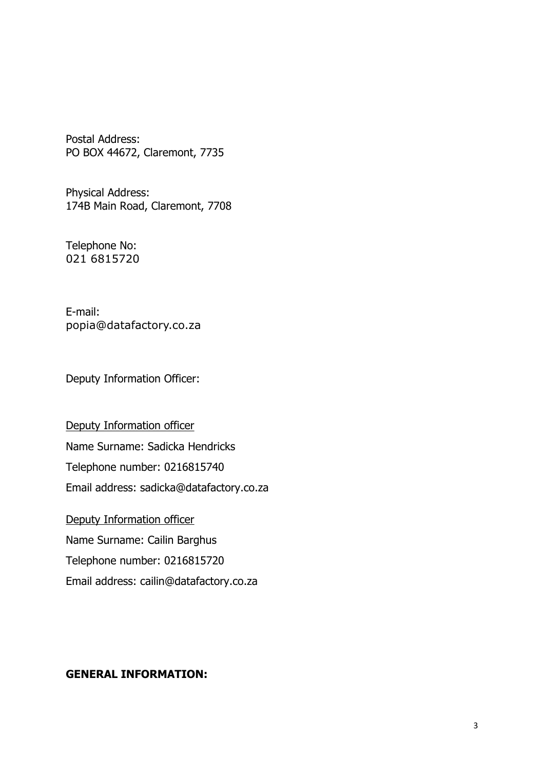Postal Address:
PO BOX 44672, Claremont, 7735

Physical Address:
174B Main Road, Claremont, 7708

Telephone No:
021 6815720

E-mail:
popia@datafactory.co.za

Deputy Information Officer:

Deputy Information officer

Name Surname: Sadicka Hendricks

Telephone number: 0216815740

Email address: sadicka@datafactory.co.za

Deputy Information officer

Name Surname: Cailin Barghus

Telephone number: 0216815720

Email address: cailin@datafactory.co.za

**GENERAL INFORMATION:**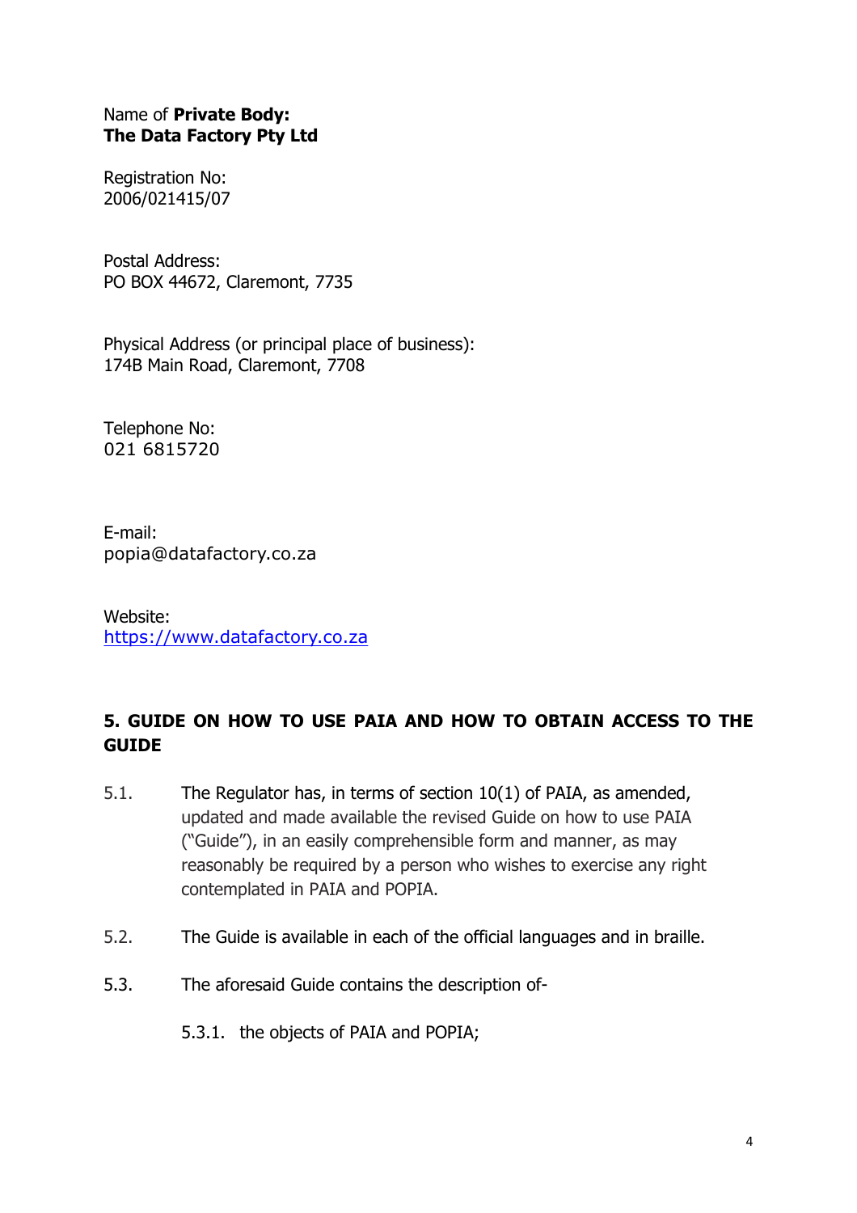Name of **Private Body:**
**The Data Factory Pty Ltd**

Registration No:
2006/021415/07

Postal Address:
PO BOX 44672, Claremont, 7735

Physical Address (or principal place of business):
174B Main Road, Claremont, 7708

Telephone No:
021 6815720

E-mail:
popia@datafactory.co.za

Website:
https://www.datafactory.co.za

## 5. GUIDE ON HOW TO USE PAIA AND HOW TO OBTAIN ACCESS TO THE GUIDE

5.1. The Regulator has, in terms of section 10(1) of PAIA, as amended, updated and made available the revised Guide on how to use PAIA ("Guide"), in an easily comprehensible form and manner, as may reasonably be required by a person who wishes to exercise any right contemplated in PAIA and POPIA.

5.2. The Guide is available in each of the official languages and in braille.

5.3. The aforesaid Guide contains the description of-

5.3.1. the objects of PAIA and POPIA;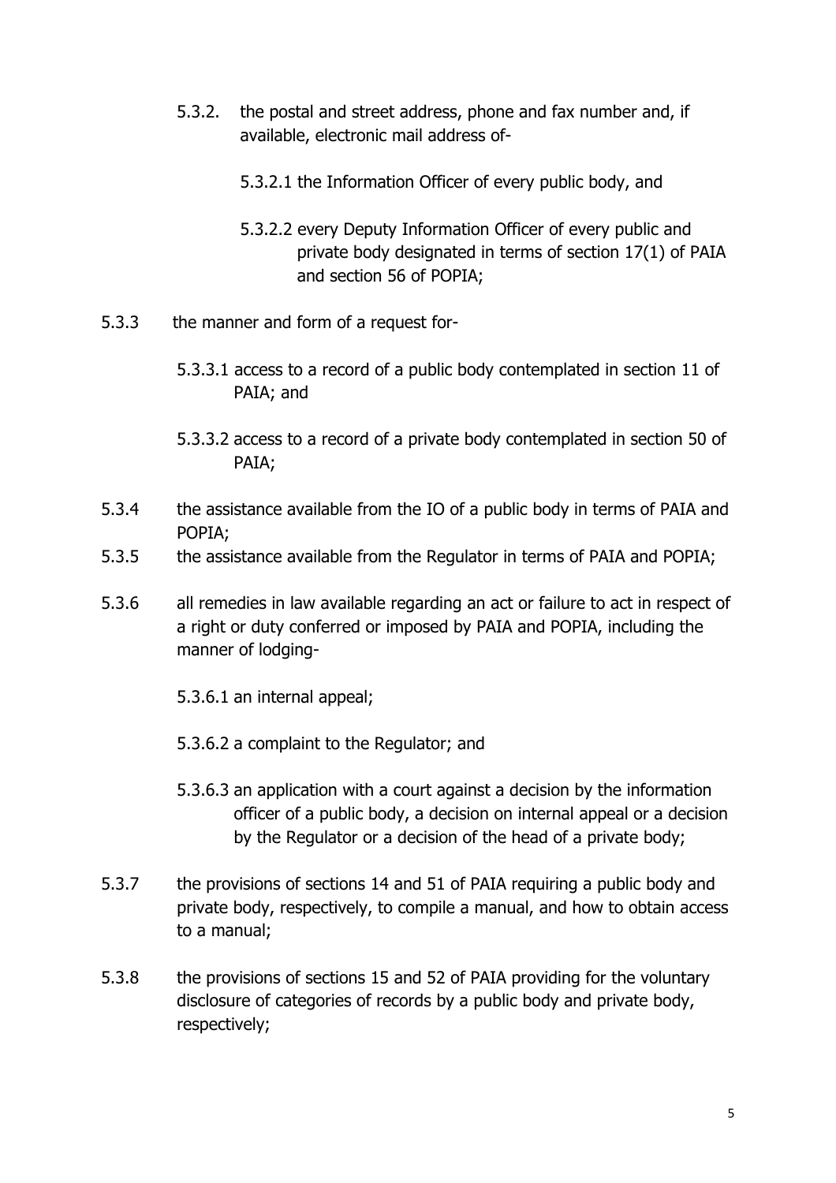5.3.2. the postal and street address, phone and fax number and, if available, electronic mail address of-

5.3.2.1 the Information Officer of every public body, and

5.3.2.2 every Deputy Information Officer of every public and private body designated in terms of section 17(1) of PAIA and section 56 of POPIA;

5.3.3 the manner and form of a request for-

5.3.3.1 access to a record of a public body contemplated in section 11 of PAIA; and

5.3.3.2 access to a record of a private body contemplated in section 50 of PAIA;

5.3.4 the assistance available from the IO of a public body in terms of PAIA and POPIA;

5.3.5 the assistance available from the Regulator in terms of PAIA and POPIA;

5.3.6 all remedies in law available regarding an act or failure to act in respect of a right or duty conferred or imposed by PAIA and POPIA, including the manner of lodging-

5.3.6.1 an internal appeal;

5.3.6.2 a complaint to the Regulator; and

5.3.6.3 an application with a court against a decision by the information officer of a public body, a decision on internal appeal or a decision by the Regulator or a decision of the head of a private body;

5.3.7 the provisions of sections 14 and 51 of PAIA requiring a public body and private body, respectively, to compile a manual, and how to obtain access to a manual;

5.3.8 the provisions of sections 15 and 52 of PAIA providing for the voluntary disclosure of categories of records by a public body and private body, respectively;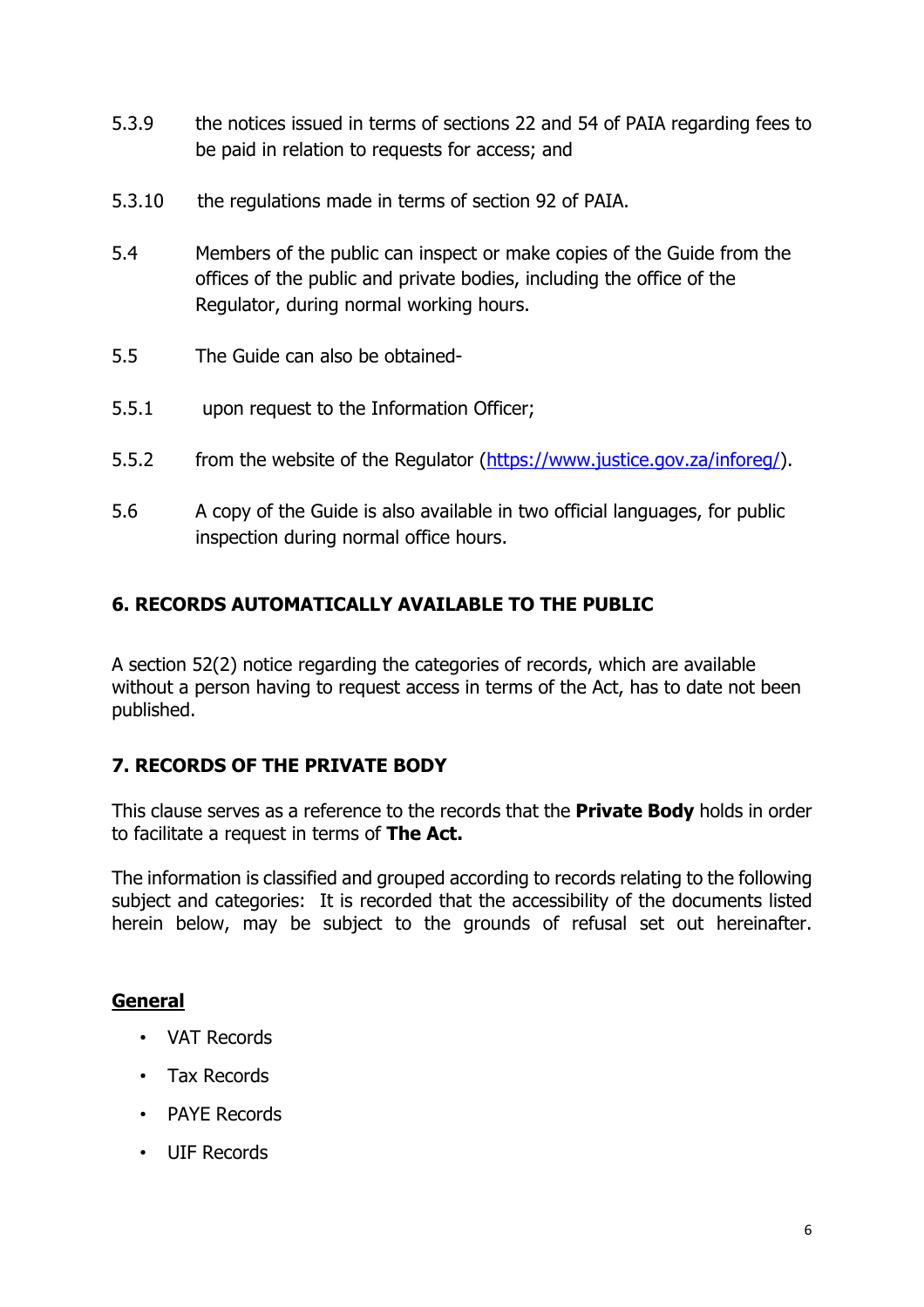5.3.9 the notices issued in terms of sections 22 and 54 of PAIA regarding fees to be paid in relation to requests for access; and

5.3.10 the regulations made in terms of section 92 of PAIA.

5.4 Members of the public can inspect or make copies of the Guide from the offices of the public and private bodies, including the office of the Regulator, during normal working hours.

5.5 The Guide can also be obtained-

5.5.1 upon request to the Information Officer;

5.5.2 from the website of the Regulator ([https://www.justice.gov.za/inforeg/](https://www.justice.gov.za/inforeg/)).

5.6 A copy of the Guide is also available in two official languages, for public inspection during normal office hours.

## 6. RECORDS AUTOMATICALLY AVAILABLE TO THE PUBLIC

A section 52(2) notice regarding the categories of records, which are available without a person having to request access in terms of the Act, has to date not been published.

## 7. RECORDS OF THE PRIVATE BODY

This clause serves as a reference to the records that the **Private Body** holds in order to facilitate a request in terms of **The Act.**

The information is classified and grouped according to records relating to the following subject and categories: It is recorded that the accessibility of the documents listed herein below, may be subject to the grounds of refusal set out hereinafter.

**General**

- VAT Records
- Tax Records
- PAYE Records
- UIF Records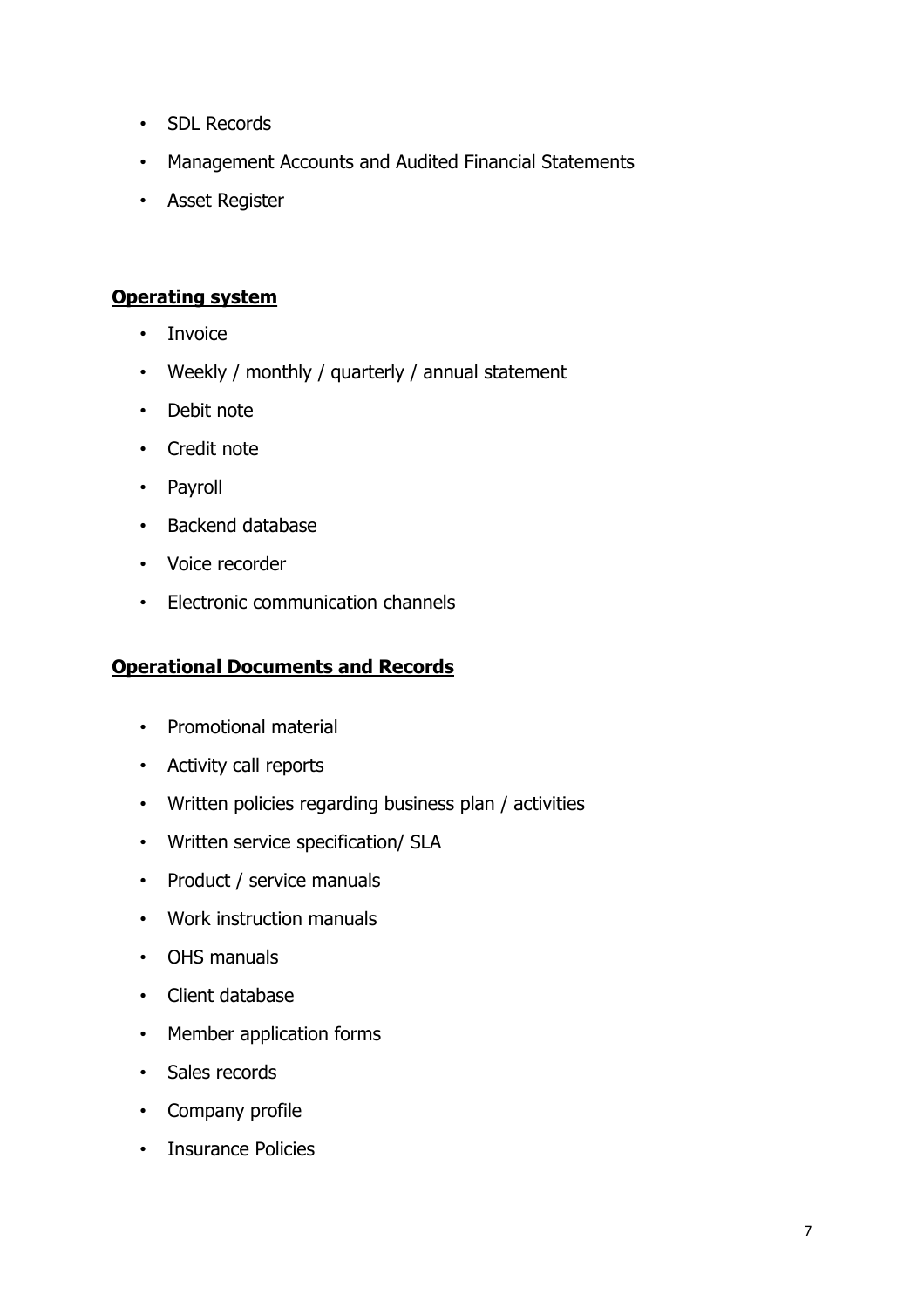- SDL Records
- Management Accounts and Audited Financial Statements
- Asset Register

**Operating system**

- Invoice
- Weekly / monthly / quarterly / annual statement
- Debit note
- Credit note
- Payroll
- Backend database
- Voice recorder
- Electronic communication channels

**Operational Documents and Records**

- Promotional material
- Activity call reports
- Written policies regarding business plan / activities
- Written service specification/ SLA
- Product / service manuals
- Work instruction manuals
- OHS manuals
- Client database
- Member application forms
- Sales records
- Company profile
- Insurance Policies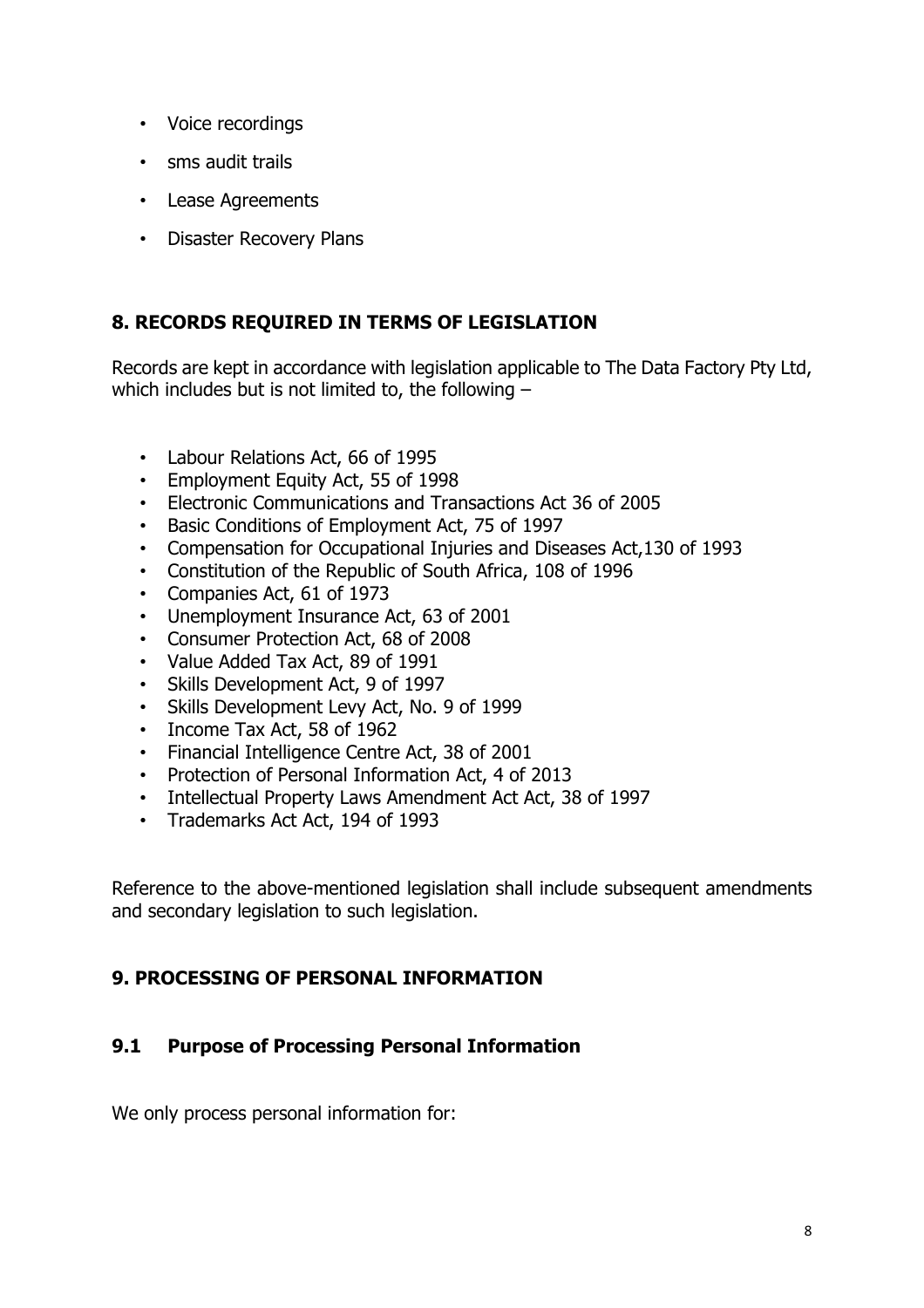- Voice recordings
- sms audit trails
- Lease Agreements
- Disaster Recovery Plans

## 8. RECORDS REQUIRED IN TERMS OF LEGISLATION

Records are kept in accordance with legislation applicable to The Data Factory Pty Ltd, which includes but is not limited to, the following –

- Labour Relations Act, 66 of 1995
- Employment Equity Act, 55 of 1998
- Electronic Communications and Transactions Act 36 of 2005
- Basic Conditions of Employment Act, 75 of 1997
- Compensation for Occupational Injuries and Diseases Act,130 of 1993
- Constitution of the Republic of South Africa, 108 of 1996
- Companies Act, 61 of 1973
- Unemployment Insurance Act, 63 of 2001
- Consumer Protection Act, 68 of 2008
- Value Added Tax Act, 89 of 1991
- Skills Development Act, 9 of 1997
- Skills Development Levy Act, No. 9 of 1999
- Income Tax Act, 58 of 1962
- Financial Intelligence Centre Act, 38 of 2001
- Protection of Personal Information Act, 4 of 2013
- Intellectual Property Laws Amendment Act Act, 38 of 1997
- Trademarks Act Act, 194 of 1993

Reference to the above-mentioned legislation shall include subsequent amendments and secondary legislation to such legislation.

## 9. PROCESSING OF PERSONAL INFORMATION

### 9.1 Purpose of Processing Personal Information

We only process personal information for: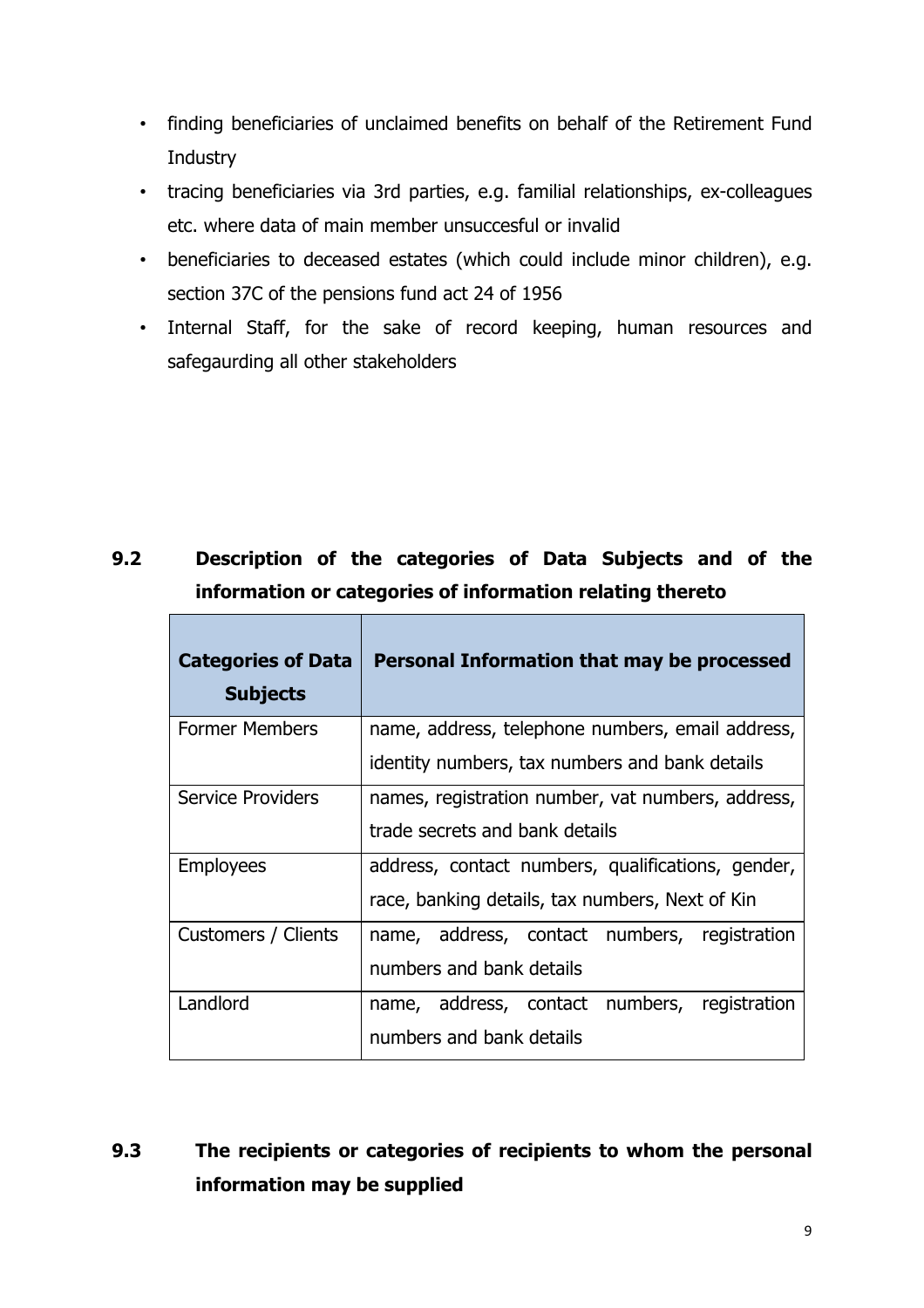- finding beneficiaries of unclaimed benefits on behalf of the Retirement Fund Industry
- tracing beneficiaries via 3rd parties, e.g. familial relationships, ex-colleagues etc. where data of main member unsuccesful or invalid
- beneficiaries to deceased estates (which could include minor children), e.g. section 37C of the pensions fund act 24 of 1956
- Internal Staff, for the sake of record keeping, human resources and safegaurding all other stakeholders

## 9.2 Description of the categories of Data Subjects and of the information or categories of information relating thereto

| Categories of Data Subjects | Personal Information that may be processed |
|---|---|
| Former Members | name, address, telephone numbers, email address, identity numbers, tax numbers and bank details |
| Service Providers | names, registration number, vat numbers, address, trade secrets and bank details |
| Employees | address, contact numbers, qualifications, gender, race, banking details, tax numbers, Next of Kin |
| Customers / Clients | name, address, contact numbers, registration numbers and bank details |
| Landlord | name, address, contact numbers, registration numbers and bank details |

## 9.3 The recipients or categories of recipients to whom the personal information may be supplied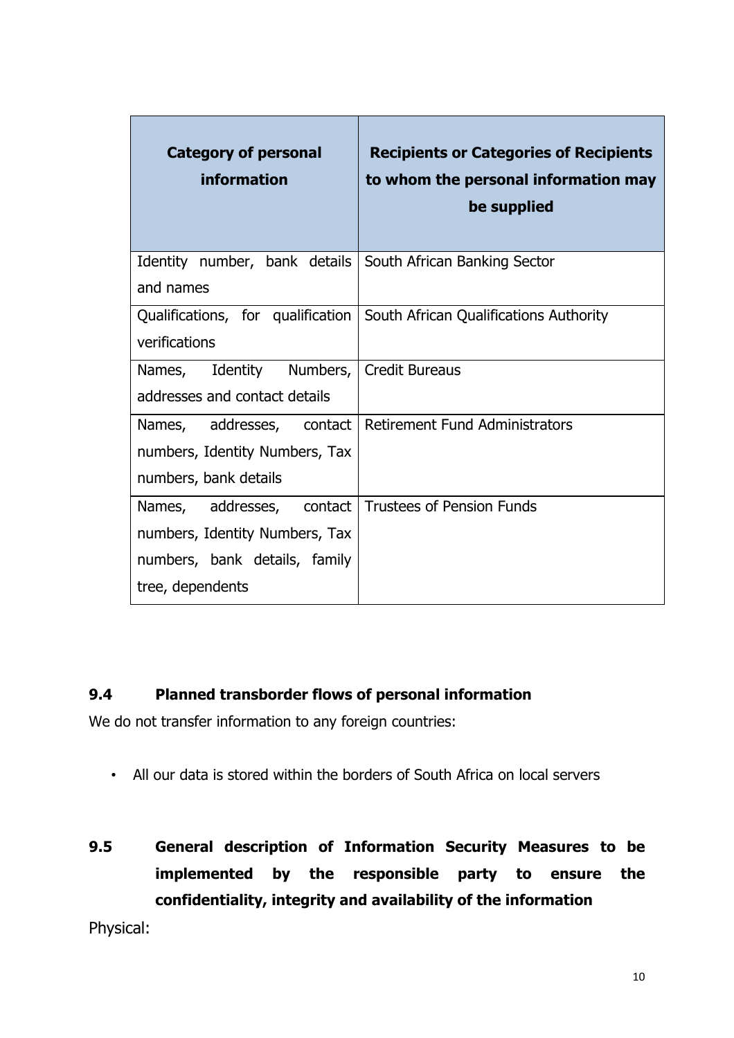| Category of personal information | Recipients or Categories of Recipients to whom the personal information may be supplied |
| --- | --- |
| Identity number, bank details and names | South African Banking Sector |
| Qualifications, for qualification verifications | South African Qualifications Authority |
| Names, Identity Numbers, addresses and contact details | Credit Bureaus |
| Names, addresses, contact numbers, Identity Numbers, Tax numbers, bank details | Retirement Fund Administrators |
| Names, addresses, contact numbers, Identity Numbers, Tax numbers, bank details, family tree, dependents | Trustees of Pension Funds |

## 9.4 Planned transborder flows of personal information

We do not transfer information to any foreign countries:

- All our data is stored within the borders of South Africa on local servers

## 9.5 General description of Information Security Measures to be implemented by the responsible party to ensure the confidentiality, integrity and availability of the information

Physical: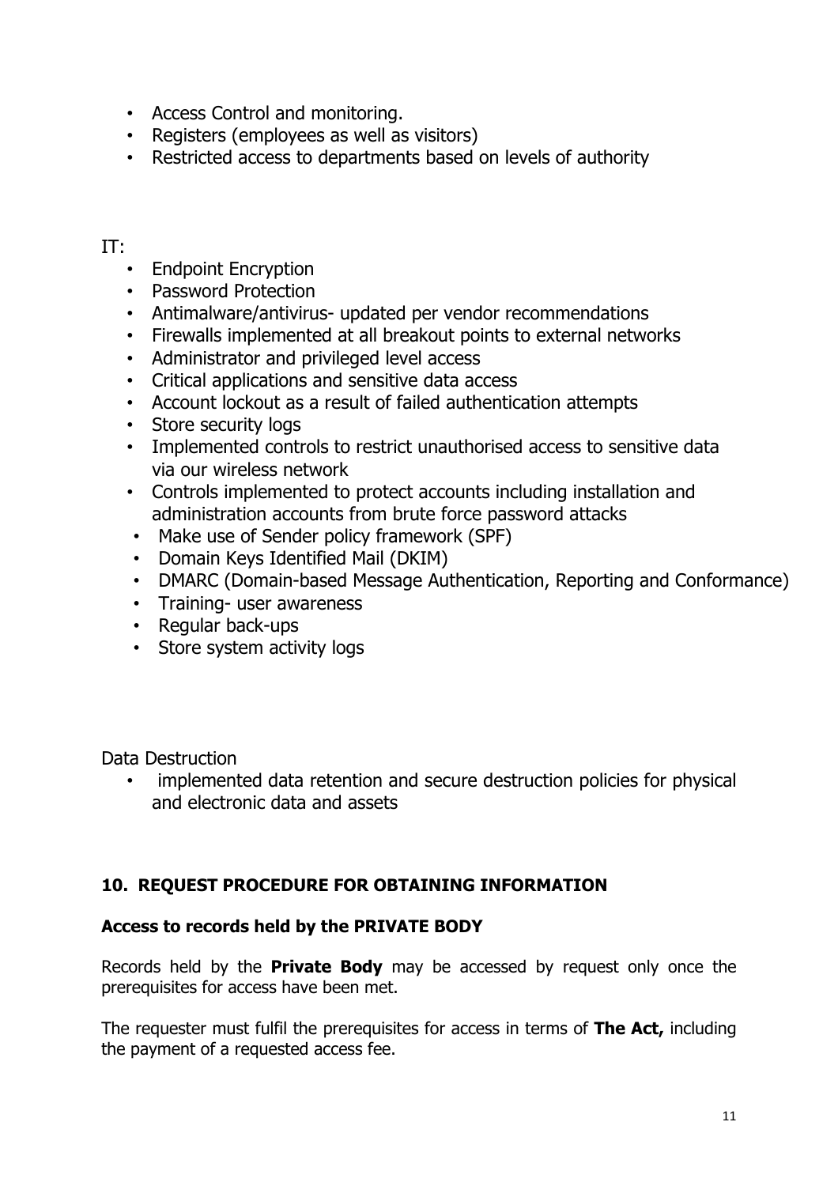- Access Control and monitoring.
- Registers (employees as well as visitors)
- Restricted access to departments based on levels of authority

IT:

- Endpoint Encryption
- Password Protection
- Antimalware/antivirus- updated per vendor recommendations
- Firewalls implemented at all breakout points to external networks
- Administrator and privileged level access
- Critical applications and sensitive data access
- Account lockout as a result of failed authentication attempts
- Store security logs
- Implemented controls to restrict unauthorised access to sensitive data via our wireless network
- Controls implemented to protect accounts including installation and administration accounts from brute force password attacks
- Make use of Sender policy framework (SPF)
- Domain Keys Identified Mail (DKIM)
- DMARC (Domain-based Message Authentication, Reporting and Conformance)
- Training- user awareness
- Regular back-ups
- Store system activity logs

Data Destruction

- implemented data retention and secure destruction policies for physical and electronic data and assets

## 10. REQUEST PROCEDURE FOR OBTAINING INFORMATION

### Access to records held by the PRIVATE BODY

Records held by the **Private Body** may be accessed by request only once the prerequisites for access have been met.

The requester must fulfil the prerequisites for access in terms of **The Act,** including the payment of a requested access fee.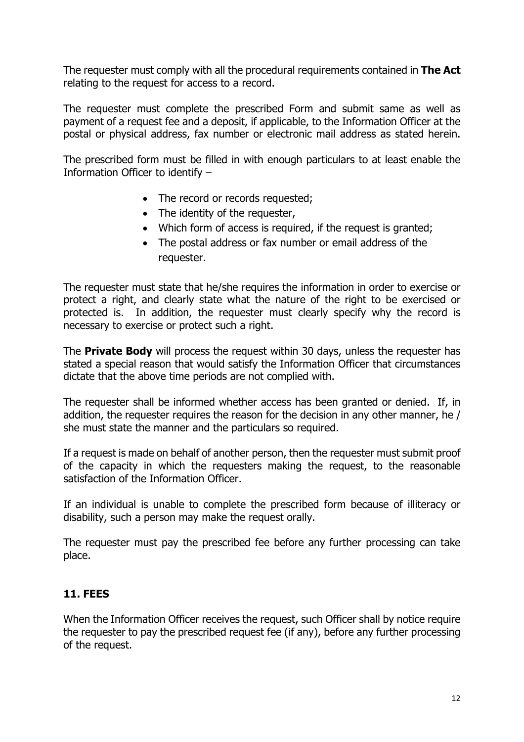The requester must comply with all the procedural requirements contained in **The Act** relating to the request for access to a record.

The requester must complete the prescribed Form and submit same as well as payment of a request fee and a deposit, if applicable, to the Information Officer at the postal or physical address, fax number or electronic mail address as stated herein.

The prescribed form must be filled in with enough particulars to at least enable the Information Officer to identify –

- The record or records requested;
- The identity of the requester,
- Which form of access is required, if the request is granted;
- The postal address or fax number or email address of the requester.

The requester must state that he/she requires the information in order to exercise or protect a right, and clearly state what the nature of the right to be exercised or protected is. In addition, the requester must clearly specify why the record is necessary to exercise or protect such a right.

The **Private Body** will process the request within 30 days, unless the requester has stated a special reason that would satisfy the Information Officer that circumstances dictate that the above time periods are not complied with.

The requester shall be informed whether access has been granted or denied. If, in addition, the requester requires the reason for the decision in any other manner, he / she must state the manner and the particulars so required.

If a request is made on behalf of another person, then the requester must submit proof of the capacity in which the requesters making the request, to the reasonable satisfaction of the Information Officer.

If an individual is unable to complete the prescribed form because of illiteracy or disability, such a person may make the request orally.

The requester must pay the prescribed fee before any further processing can take place.

## 11. FEES

When the Information Officer receives the request, such Officer shall by notice require the requester to pay the prescribed request fee (if any), before any further processing of the request.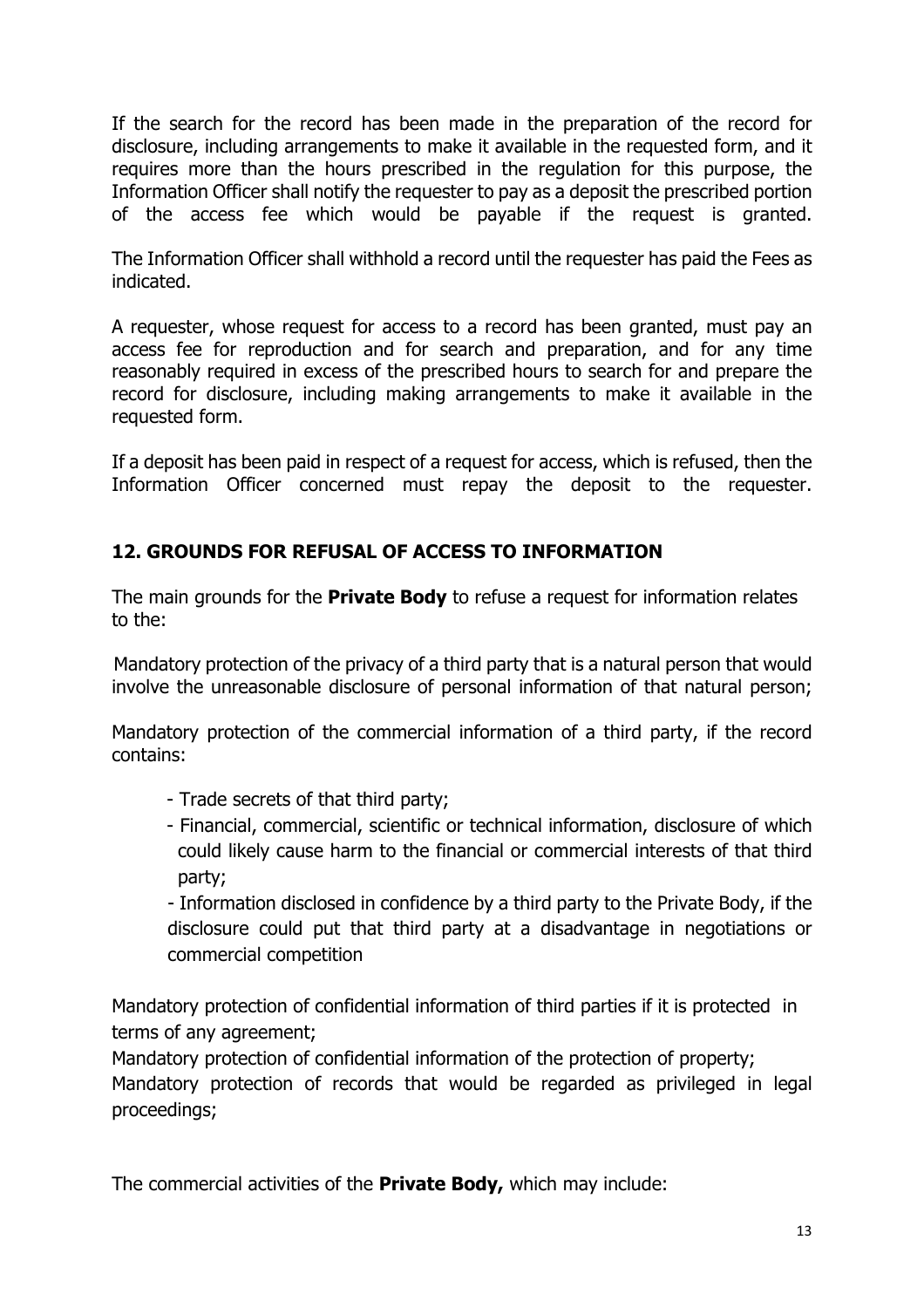If the search for the record has been made in the preparation of the record for disclosure, including arrangements to make it available in the requested form, and it requires more than the hours prescribed in the regulation for this purpose, the Information Officer shall notify the requester to pay as a deposit the prescribed portion of the access fee which would be payable if the request is granted.

The Information Officer shall withhold a record until the requester has paid the Fees as indicated.

A requester, whose request for access to a record has been granted, must pay an access fee for reproduction and for search and preparation, and for any time reasonably required in excess of the prescribed hours to search for and prepare the record for disclosure, including making arrangements to make it available in the requested form.

If a deposit has been paid in respect of a request for access, which is refused, then the Information Officer concerned must repay the deposit to the requester.

## 12. GROUNDS FOR REFUSAL OF ACCESS TO INFORMATION

The main grounds for the **Private Body** to refuse a request for information relates to the:

Mandatory protection of the privacy of a third party that is a natural person that would involve the unreasonable disclosure of personal information of that natural person;

Mandatory protection of the commercial information of a third party, if the record contains:

- Trade secrets of that third party;
- Financial, commercial, scientific or technical information, disclosure of which could likely cause harm to the financial or commercial interests of that third party;
- Information disclosed in confidence by a third party to the Private Body, if the disclosure could put that third party at a disadvantage in negotiations or commercial competition

Mandatory protection of confidential information of third parties if it is protected in terms of any agreement;

Mandatory protection of confidential information of the protection of property;

Mandatory protection of records that would be regarded as privileged in legal proceedings;

The commercial activities of the **Private Body,** which may include: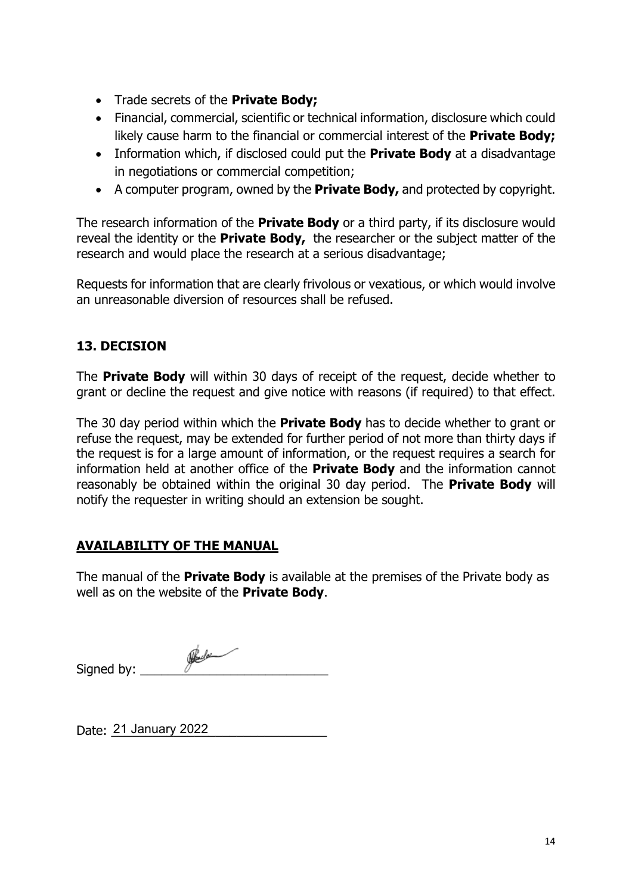- Trade secrets of the **Private Body;**
- Financial, commercial, scientific or technical information, disclosure which could likely cause harm to the financial or commercial interest of the **Private Body;**
- Information which, if disclosed could put the **Private Body** at a disadvantage in negotiations or commercial competition;
- A computer program, owned by the **Private Body,** and protected by copyright.

The research information of the **Private Body** or a third party, if its disclosure would reveal the identity or the **Private Body,** the researcher or the subject matter of the research and would place the research at a serious disadvantage;

Requests for information that are clearly frivolous or vexatious, or which would involve an unreasonable diversion of resources shall be refused.

## 13. DECISION

The **Private Body** will within 30 days of receipt of the request, decide whether to grant or decline the request and give notice with reasons (if required) to that effect.

The 30 day period within which the **Private Body** has to decide whether to grant or refuse the request, may be extended for further period of not more than thirty days if the request is for a large amount of information, or the request requires a search for information held at another office of the **Private Body** and the information cannot reasonably be obtained within the original 30 day period. The **Private Body** will notify the requester in writing should an extension be sought.

## AVAILABILITY OF THE MANUAL

The manual of the **Private Body** is available at the premises of the Private body as well as on the website of the **Private Body**.

Signed by: ___________________________

Date: 21 January 2022